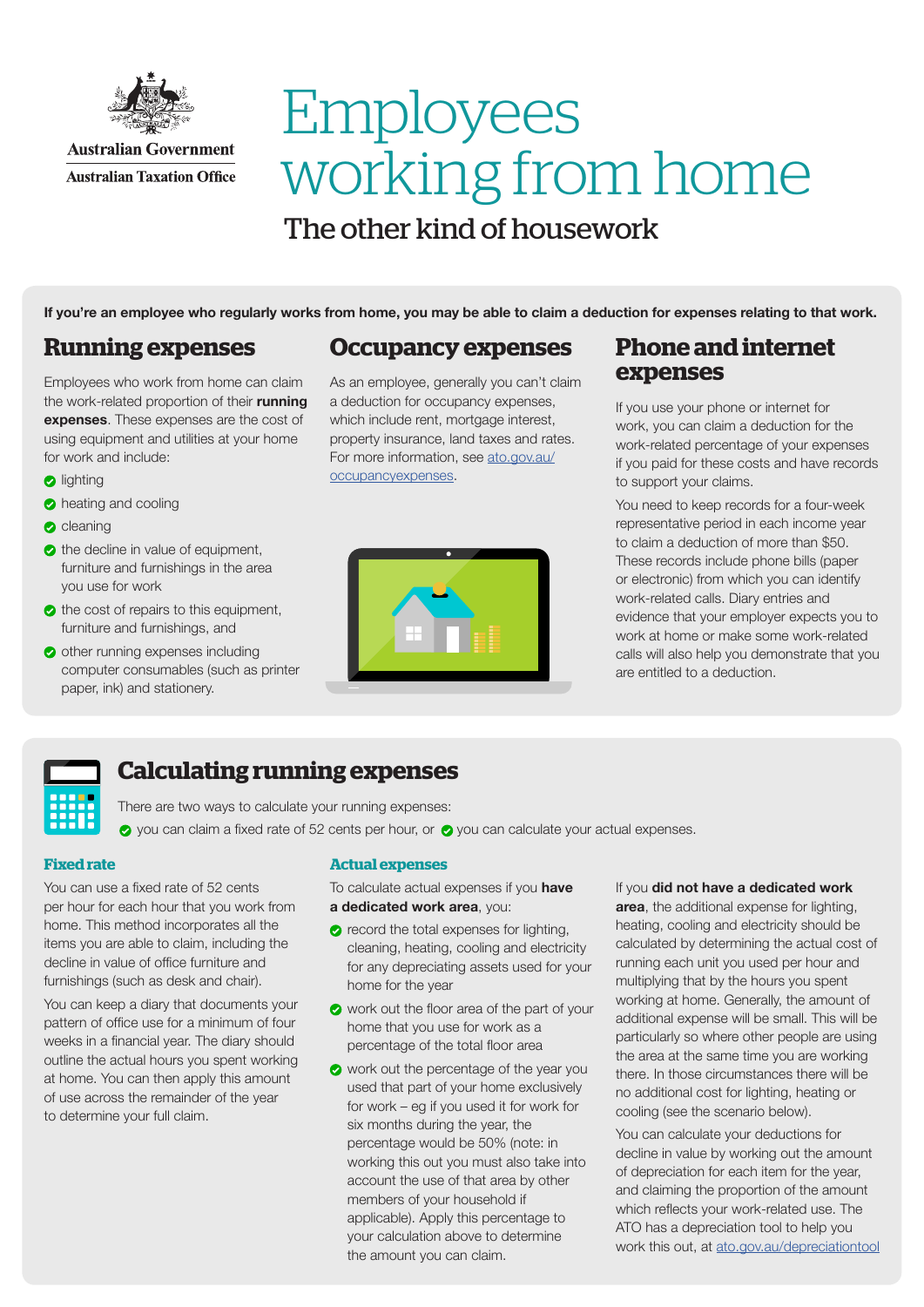Australian Government

Australian Taxation Office

# Employees working from home

## The other kind of housework

**If you're an employee who regularly works from home, you may be able to claim a deduction for expenses relating to that work.**

## Running expenses

Employees who work from home can claim the work-related proportion of their **running expenses**. These expenses are the cost of using equipment and utilities at your home for work and include:

- lighting
- heating and cooling
- cleaning
- the decline in value of equipment, furniture and furnishings in the area you use for work
- the cost of repairs to this equipment, furniture and furnishings, and
- other running expenses including computer consumables (such as printer paper, ink) and stationery.

## Occupancy expenses

As an employee, generally you can't claim a deduction for occupancy expenses, which include rent, mortgage interest, property insurance, land taxes and rates. For more information, see ato.gov.au/occupancyexpenses.

## Phone and internet expenses

If you use your phone or internet for work, you can claim a deduction for the work-related percentage of your expenses if you paid for these costs and have records to support your claims.

You need to keep records for a four-week representative period in each income year to claim a deduction of more than $50. These records include phone bills (paper or electronic) from which you can identify work-related calls. Diary entries and evidence that your employer expects you to work at home or make some work-related calls will also help you demonstrate that you are entitled to a deduction.

## Calculating running expenses

There are two ways to calculate your running expenses:

- you can claim a fixed rate of 52 cents per hour, or
- you can calculate your actual expenses.

### Fixed rate

You can use a fixed rate of 52 cents per hour for each hour that you work from home. This method incorporates all the items you are able to claim, including the decline in value of office furniture and furnishings (such as desk and chair).

You can keep a diary that documents your pattern of office use for a minimum of four weeks in a financial year. The diary should outline the actual hours you spent working at home. You can then apply this amount of use across the remainder of the year to determine your full claim.

### Actual expenses

To calculate actual expenses if you **have a dedicated work area**, you:

- record the total expenses for lighting, cleaning, heating, cooling and electricity for any depreciating assets used for your home for the year
- work out the floor area of the part of your home that you use for work as a percentage of the total floor area
- work out the percentage of the year you used that part of your home exclusively for work – eg if you used it for work for six months during the year, the percentage would be 50% (note: in working this out you must also take into account the use of that area by other members of your household if applicable). Apply this percentage to your calculation above to determine the amount you can claim.

If you **did not have a dedicated work area**, the additional expense for lighting, heating, cooling and electricity should be calculated by determining the actual cost of running each unit you used per hour and multiplying that by the hours you spent working at home. Generally, the amount of additional expense will be small. This will be particularly so where other people are using the area at the same time you are working there. In those circumstances there will be no additional cost for lighting, heating or cooling (see the scenario below).

You can calculate your deductions for decline in value by working out the amount of depreciation for each item for the year, and claiming the proportion of the amount which reflects your work-related use. The ATO has a depreciation tool to help you work this out, at ato.gov.au/depreciationtool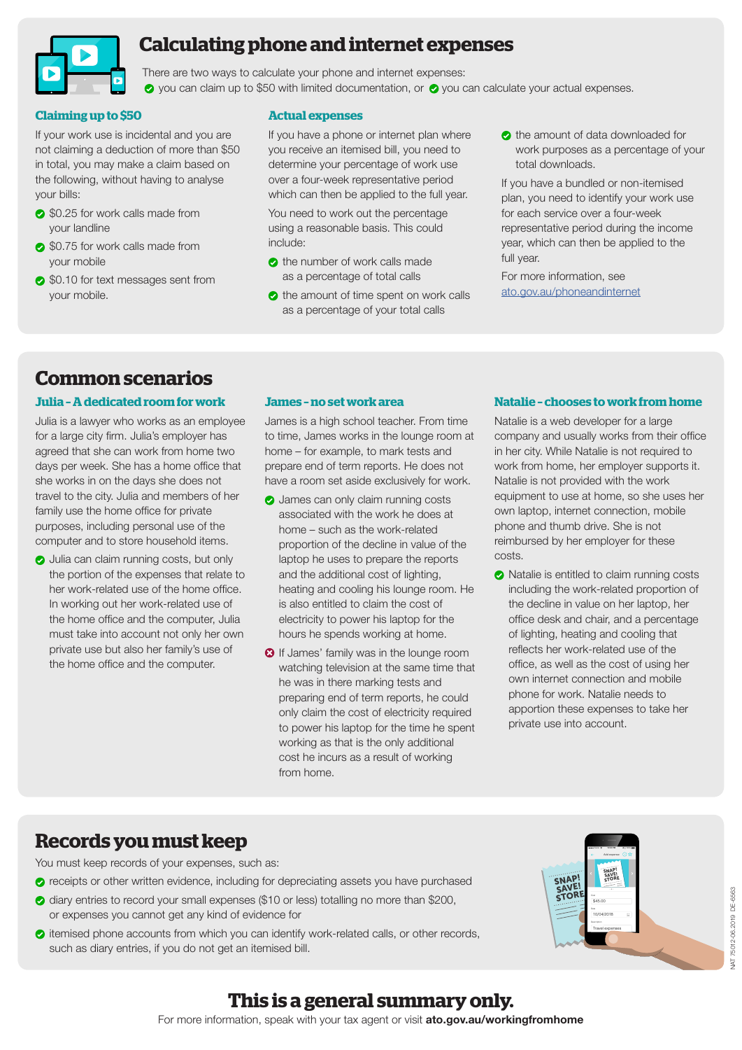## Calculating phone and internet expenses

There are two ways to calculate your phone and internet expenses:

- you can claim up to $50 with limited documentation, or
- you can calculate your actual expenses.

### Claiming up to $50

If your work use is incidental and you are not claiming a deduction of more than $50 in total, you may make a claim based on the following, without having to analyse your bills:

- $0.25 for work calls made from your landline
- $0.75 for work calls made from your mobile
- $0.10 for text messages sent from your mobile.

### Actual expenses

If you have a phone or internet plan where you receive an itemised bill, you need to determine your percentage of work use over a four-week representative period which can then be applied to the full year.

You need to work out the percentage using a reasonable basis. This could include:

- the number of work calls made as a percentage of total calls
- the amount of time spent on work calls as a percentage of your total calls
- the amount of data downloaded for work purposes as a percentage of your total downloads.

If you have a bundled or non-itemised plan, you need to identify your work use for each service over a four-week representative period during the income year, which can then be applied to the full year.

For more information, see ato.gov.au/phoneandinternet

## Common scenarios

### Julia – A dedicated room for work

Julia is a lawyer who works as an employee for a large city firm. Julia's employer has agreed that she can work from home two days per week. She has a home office that she works in on the days she does not travel to the city. Julia and members of her family use the home office for private purposes, including personal use of the computer and to store household items.

- Julia can claim running costs, but only the portion of the expenses that relate to her work-related use of the home office. In working out her work-related use of the home office and the computer, Julia must take into account not only her own private use but also her family's use of the home office and the computer.

### James – no set work area

James is a high school teacher. From time to time, James works in the lounge room at home – for example, to mark tests and prepare end of term reports. He does not have a room set aside exclusively for work.

- James can only claim running costs associated with the work he does at home – such as the work-related proportion of the decline in value of the laptop he uses to prepare the reports and the additional cost of lighting, heating and cooling his lounge room. He is also entitled to claim the cost of electricity to power his laptop for the hours he spends working at home.
- If James' family was in the lounge room watching television at the same time that he was in there marking tests and preparing end of term reports, he could only claim the cost of electricity required to power his laptop for the time he spent working as that is the only additional cost he incurs as a result of working from home.

### Natalie – chooses to work from home

Natalie is a web developer for a large company and usually works from their office in her city. While Natalie is not required to work from home, her employer supports it. Natalie is not provided with the work equipment to use at home, so she uses her own laptop, internet connection, mobile phone and thumb drive. She is not reimbursed by her employer for these costs.

- Natalie is entitled to claim running costs including the work-related proportion of the decline in value on her laptop, her office desk and chair, and a percentage of lighting, heating and cooling that reflects her work-related use of the office, as well as the cost of using her own internet connection and mobile phone for work. Natalie needs to apportion these expenses to take her private use into account.

## Records you must keep

You must keep records of your expenses, such as:

- receipts or other written evidence, including for depreciating assets you have purchased
- diary entries to record your small expenses ($10 or less) totalling no more than $200, or expenses you cannot get any kind of evidence for
- itemised phone accounts from which you can identify work-related calls, or other records, such as diary entries, if you do not get an itemised bill.

## This is a general summary only.

For more information, speak with your tax agent or visit **ato.gov.au/workingfromhome**

NAT 75012-06.2019 DE-6563